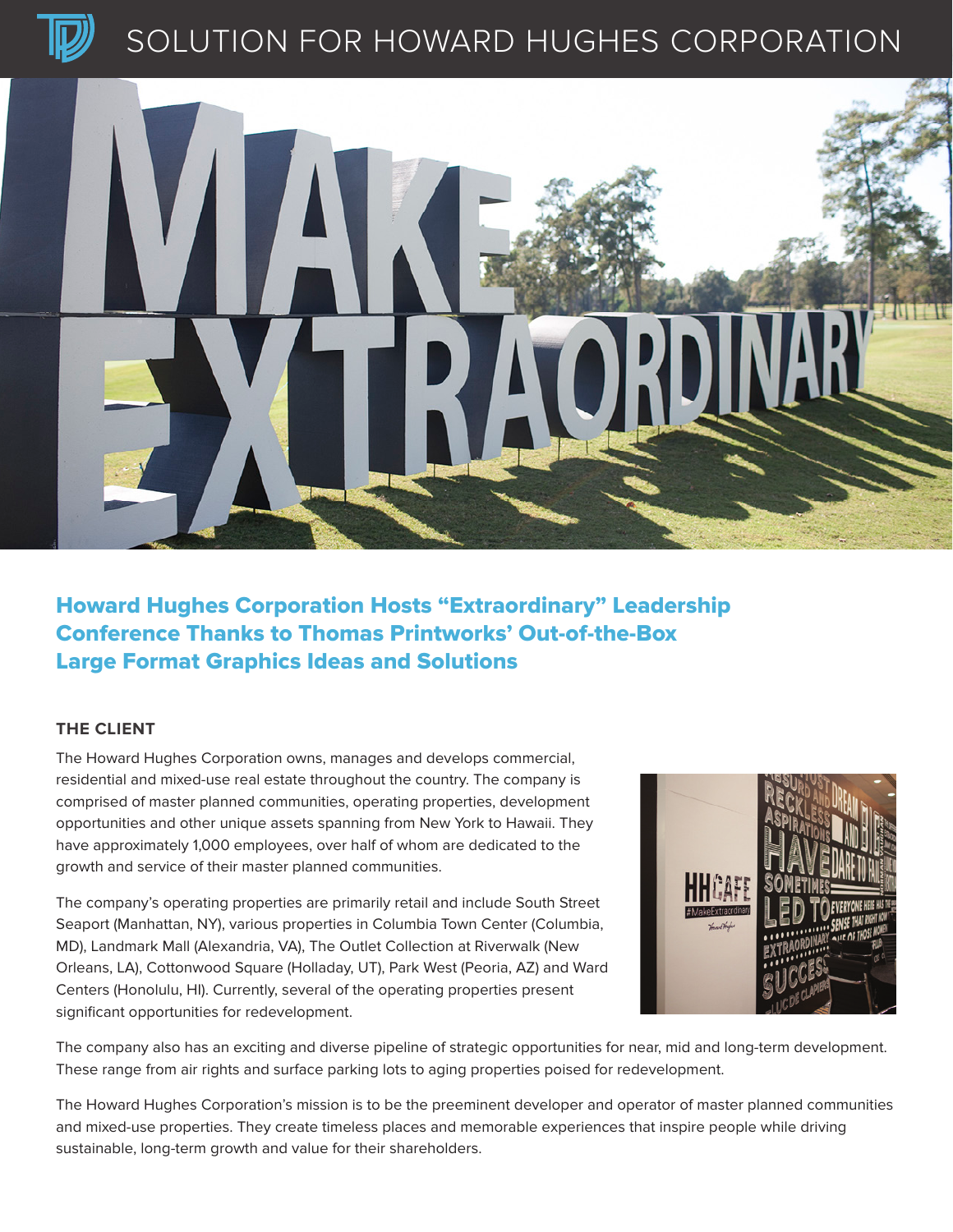# SOLUTION FOR HOWARD HUGHES CORPORATION

## Howard Hughes Corporation Hosts "Extraordinary" Leadership Conference Thanks to Thomas Printworks' Out-of-the-Box Large Format Graphics Ideas and Solutions

### THE CLIENT

The Howard Hughes Corporation owns, manages and develops commercial, residential and mixed-use real estate throughout the country. The company is comprised of master planned communities, operating properties, development opportunities and other unique assets spanning from New York to Hawaii. They have approximately 1,000 employees, over half of whom are dedicated to the growth and service of their master planned communities.

The company's operating properties are primarily retail and include South Street Seaport (Manhattan, NY), various properties in Columbia Town Center (Columbia, MD), Landmark Mall (Alexandria, VA), The Outlet Collection at Riverwalk (New Orleans, LA), Cottonwood Square (Holladay, UT), Park West (Peoria, AZ) and Ward Centers (Honolulu, HI). Currently, several of the operating properties present significant opportunities for redevelopment.

The company also has an exciting and diverse pipeline of strategic opportunities for near, mid and long-term development. These range from air rights and surface parking lots to aging properties poised for redevelopment.

The Howard Hughes Corporation's mission is to be the preeminent developer and operator of master planned communities and mixed-use properties. They create timeless places and memorable experiences that inspire people while driving sustainable, long-term growth and value for their shareholders.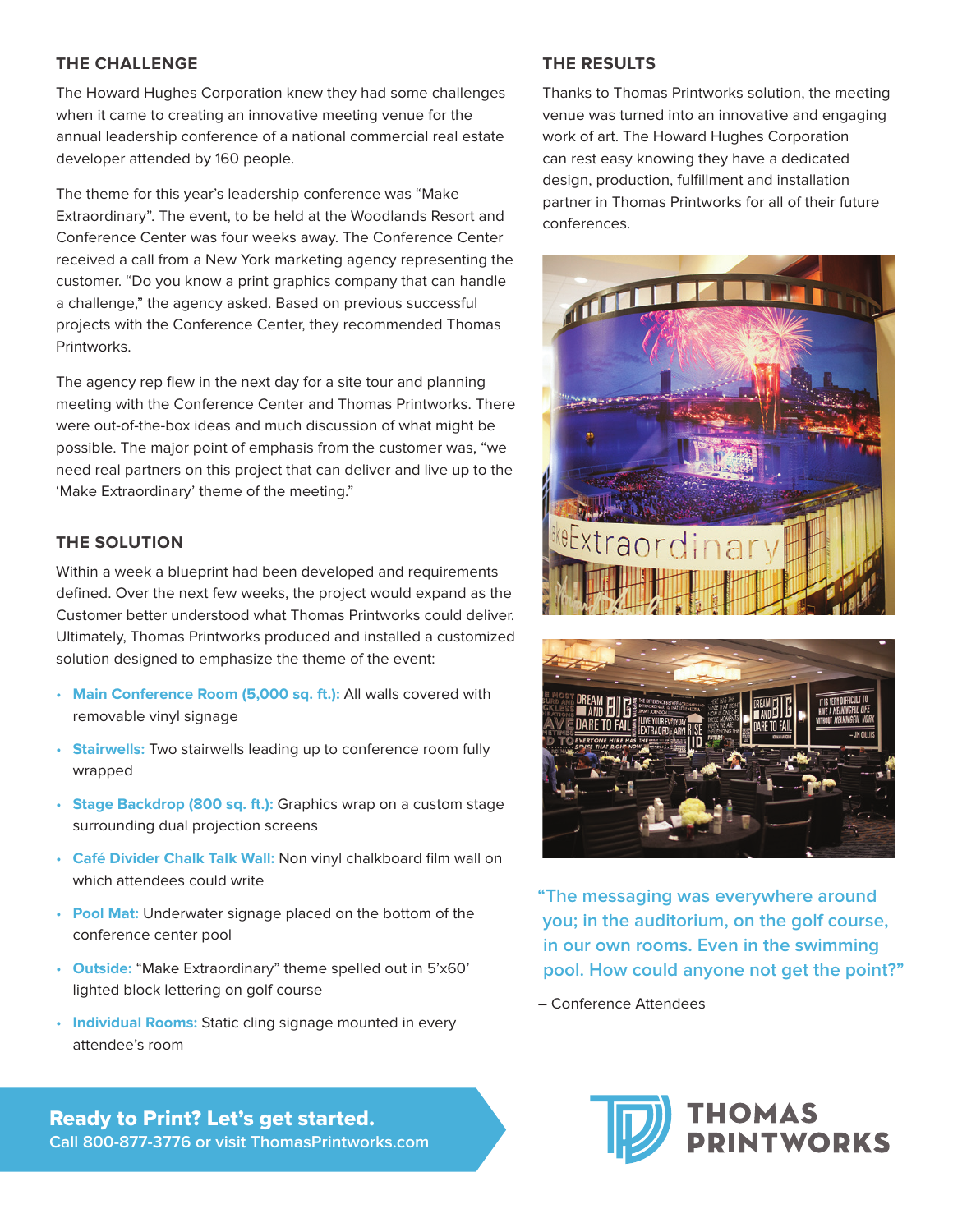## THE CHALLENGE

The Howard Hughes Corporation knew they had some challenges when it came to creating an innovative meeting venue for the annual leadership conference of a national commercial real estate developer attended by 160 people.

The theme for this year's leadership conference was "Make Extraordinary". The event, to be held at the Woodlands Resort and Conference Center was four weeks away. The Conference Center received a call from a New York marketing agency representing the customer. "Do you know a print graphics company that can handle a challenge," the agency asked. Based on previous successful projects with the Conference Center, they recommended Thomas Printworks.

The agency rep flew in the next day for a site tour and planning meeting with the Conference Center and Thomas Printworks. There were out-of-the-box ideas and much discussion of what might be possible. The major point of emphasis from the customer was, "we need real partners on this project that can deliver and live up to the 'Make Extraordinary' theme of the meeting."

## THE SOLUTION

Within a week a blueprint had been developed and requirements defined. Over the next few weeks, the project would expand as the Customer better understood what Thomas Printworks could deliver. Ultimately, Thomas Printworks produced and installed a customized solution designed to emphasize the theme of the event:

- **Main Conference Room (5,000 sq. ft.):** All walls covered with removable vinyl signage
- **Stairwells:** Two stairwells leading up to conference room fully wrapped
- **Stage Backdrop (800 sq. ft.):** Graphics wrap on a custom stage surrounding dual projection screens
- **Café Divider Chalk Talk Wall:** Non vinyl chalkboard film wall on which attendees could write
- **Pool Mat:** Underwater signage placed on the bottom of the conference center pool
- **Outside:** "Make Extraordinary" theme spelled out in 5'x60' lighted block lettering on golf course
- **Individual Rooms:** Static cling signage mounted in every attendee's room

## THE RESULTS

Thanks to Thomas Printworks solution, the meeting venue was turned into an innovative and engaging work of art. The Howard Hughes Corporation can rest easy knowing they have a dedicated design, production, fulfillment and installation partner in Thomas Printworks for all of their future conferences.

"The messaging was everywhere around you; in the auditorium, on the golf course, in our own rooms. Even in the swimming pool. How could anyone not get the point?"

– Conference Attendees

**Ready to Print? Let's get started.**
**Call 800-877-3776 or visit ThomasPrintworks.com**

THOMAS PRINTWORKS